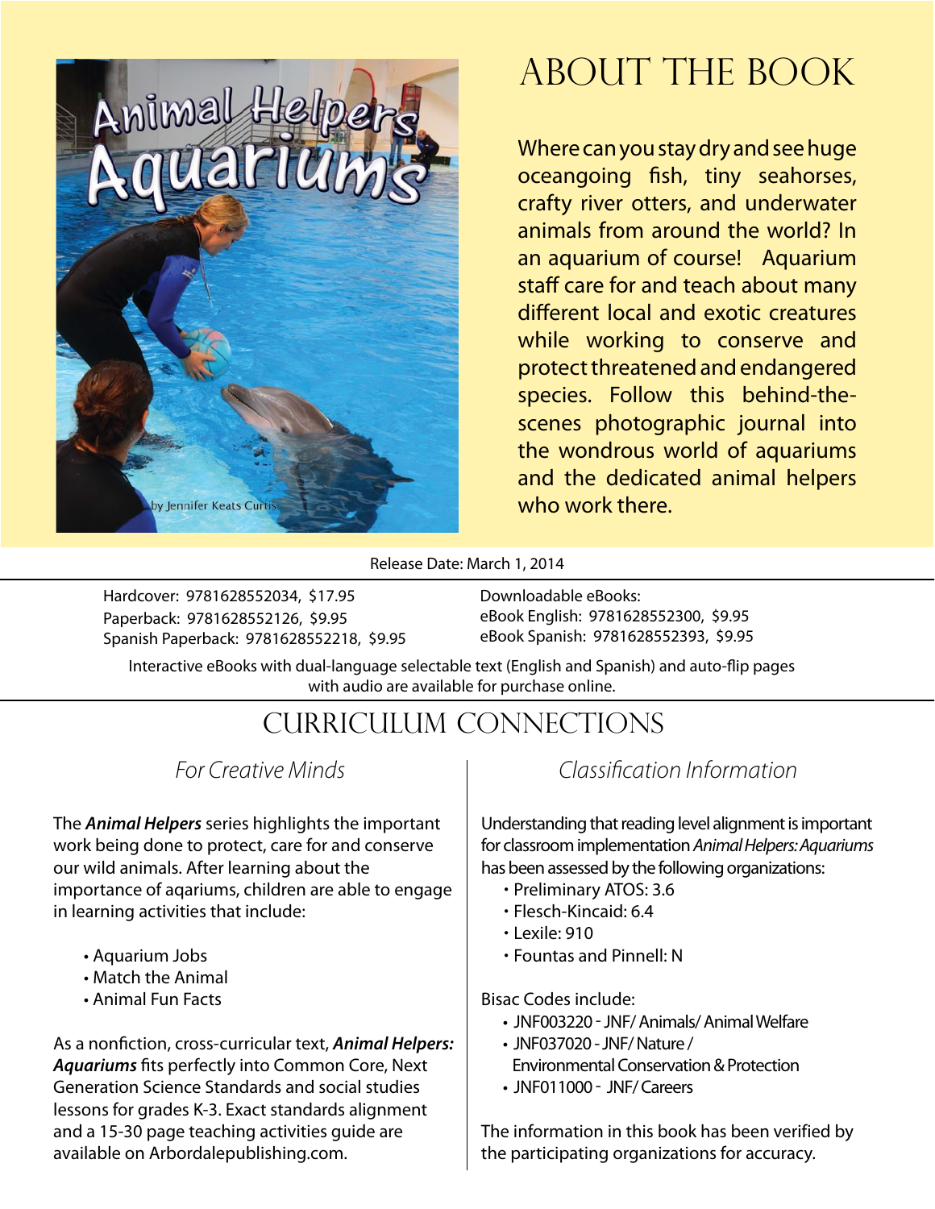Animal Helpers

Aquariums

by Jennifer Keats Curtis

# ABOUT THE BOOK

Where can you stay dry and see huge oceangoing fish, tiny seahorses, crafty river otters, and underwater animals from around the world? In an aquarium of course! Aquarium staff care for and teach about many different local and exotic creatures while working to conserve and protect threatened and endangered species. Follow this behind-the-scenes photographic journal into the wondrous world of aquariums and the dedicated animal helpers who work there.

Release Date: March 1, 2014

Hardcover: 9781628552034, $17.95
Paperback: 9781628552126, $9.95
Spanish Paperback: 9781628552218, $9.95

Downloadable eBooks:
eBook English: 9781628552300, $9.95
eBook Spanish: 9781628552393, $9.95

Interactive eBooks with dual-language selectable text (English and Spanish) and auto-flip pages with audio are available for purchase online.

# CURRICULUM CONNECTIONS

## *For Creative Minds*

The ***Animal Helpers*** series highlights the important work being done to protect, care for and conserve our wild animals. After learning about the importance of aqariums, children are able to engage in learning activities that include:

- Aquarium Jobs
- Match the Animal
- Animal Fun Facts

As a nonfiction, cross-curricular text, ***Animal Helpers: Aquariums*** fits perfectly into Common Core, Next Generation Science Standards and social studies lessons for grades K-3. Exact standards alignment and a 15-30 page teaching activities guide are available on Arbordalepublishing.com.

## *Classification Information*

Understanding that reading level alignment is important for classroom implementation *Animal Helpers: Aquariums* has been assessed by the following organizations:

- Preliminary ATOS: 3.6
- Flesch-Kincaid: 6.4
- Lexile: 910
- Fountas and Pinnell: N

Bisac Codes include:

- JNF003220 - JNF/ Animals/ Animal Welfare
- JNF037020 - JNF/ Nature / Environmental Conservation & Protection
- JNF011000 - JNF/ Careers

The information in this book has been verified by the participating organizations for accuracy.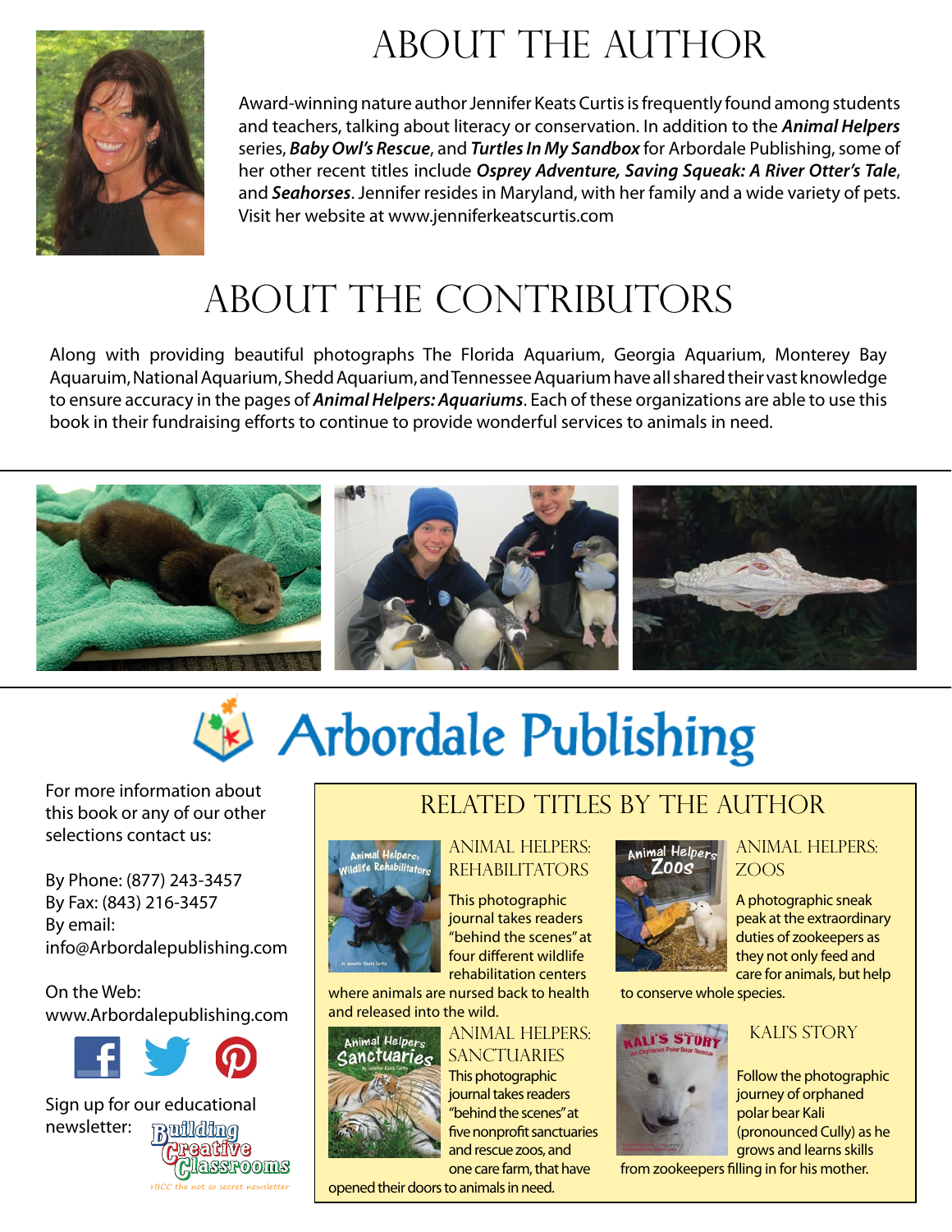# About the Author

Award-winning nature author Jennifer Keats Curtis is frequently found among students and teachers, talking about literacy or conservation. In addition to the ***Animal Helpers*** series, ***Baby Owl's Rescue***, and ***Turtles In My Sandbox*** for Arbordale Publishing, some of her other recent titles include ***Osprey Adventure, Saving Squeak: A River Otter's Tale***, and ***Seahorses***. Jennifer resides in Maryland, with her family and a wide variety of pets. Visit her website at www.jenniferkeatscurtis.com

# About the Contributors

Along with providing beautiful photographs The Florida Aquarium, Georgia Aquarium, Monterey Bay Aquaruim, National Aquarium, Shedd Aquarium, and Tennessee Aquarium have all shared their vast knowledge to ensure accuracy in the pages of ***Animal Helpers: Aquariums***. Each of these organizations are able to use this book in their fundraising efforts to continue to provide wonderful services to animals in need.

# Arbordale Publishing

For more information about this book or any of our other selections contact us:

By Phone: (877) 243-3457
By Fax: (843) 216-3457
By email: info@Arbordalepublishing.com

On the Web: www.Arbordalepublishing.com

Sign up for our educational newsletter: Building Creative Classrooms
#BCC the not so secret newsletter

## Related Titles by the Author

### Animal Helpers: Rehabilitators

This photographic journal takes readers "behind the scenes" at four different wildlife rehabilitation centers where animals are nursed back to health and released into the wild.

### Animal Helpers: Zoos

A photographic sneak peak at the extraordinary duties of zookeepers as they not only feed and care for animals, but help to conserve whole species.

### Animal Helpers: Sanctuaries

This photographic journal takes readers "behind the scenes" at five nonprofit sanctuaries and rescue zoos, and one care farm, that have opened their doors to animals in need.

### Kali's Story

Follow the photographic journey of orphaned polar bear Kali (pronounced Cully) as he grows and learns skills from zookeepers filling in for his mother.